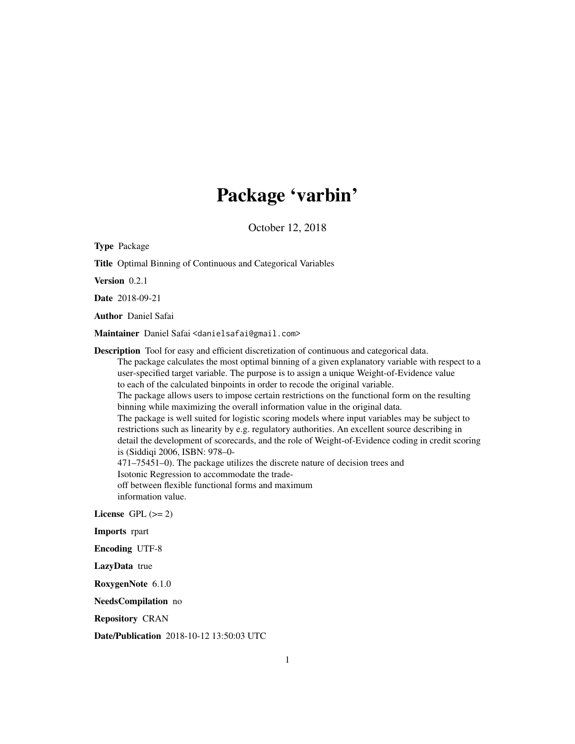# Package 'varbin'

October 12, 2018

**Type** Package

**Title** Optimal Binning of Continuous and Categorical Variables

**Version** 0.2.1

**Date** 2018-09-21

**Author** Daniel Safai

**Maintainer** Daniel Safai <danielsafai@gmail.com>

**Description** Tool for easy and efficient discretization of continuous and categorical data.
The package calculates the most optimal binning of a given explanatory variable with respect to a user-specified target variable. The purpose is to assign a unique Weight-of-Evidence value to each of the calculated binpoints in order to recode the original variable.
The package allows users to impose certain restrictions on the functional form on the resulting binning while maximizing the overall information value in the original data.
The package is well suited for logistic scoring models where input variables may be subject to restrictions such as linearity by e.g. regulatory authorities. An excellent source describing in detail the development of scorecards, and the role of Weight-of-Evidence coding in credit scoring is (Siddiqi 2006, ISBN: 978–0-
471–75451–0). The package utilizes the discrete nature of decision trees and
Isotonic Regression to accommodate the trade-
off between flexible functional forms and maximum
information value.

**License** GPL (>= 2)

**Imports** rpart

**Encoding** UTF-8

**LazyData** true

**RoxygenNote** 6.1.0

**NeedsCompilation** no

**Repository** CRAN

**Date/Publication** 2018-10-12 13:50:03 UTC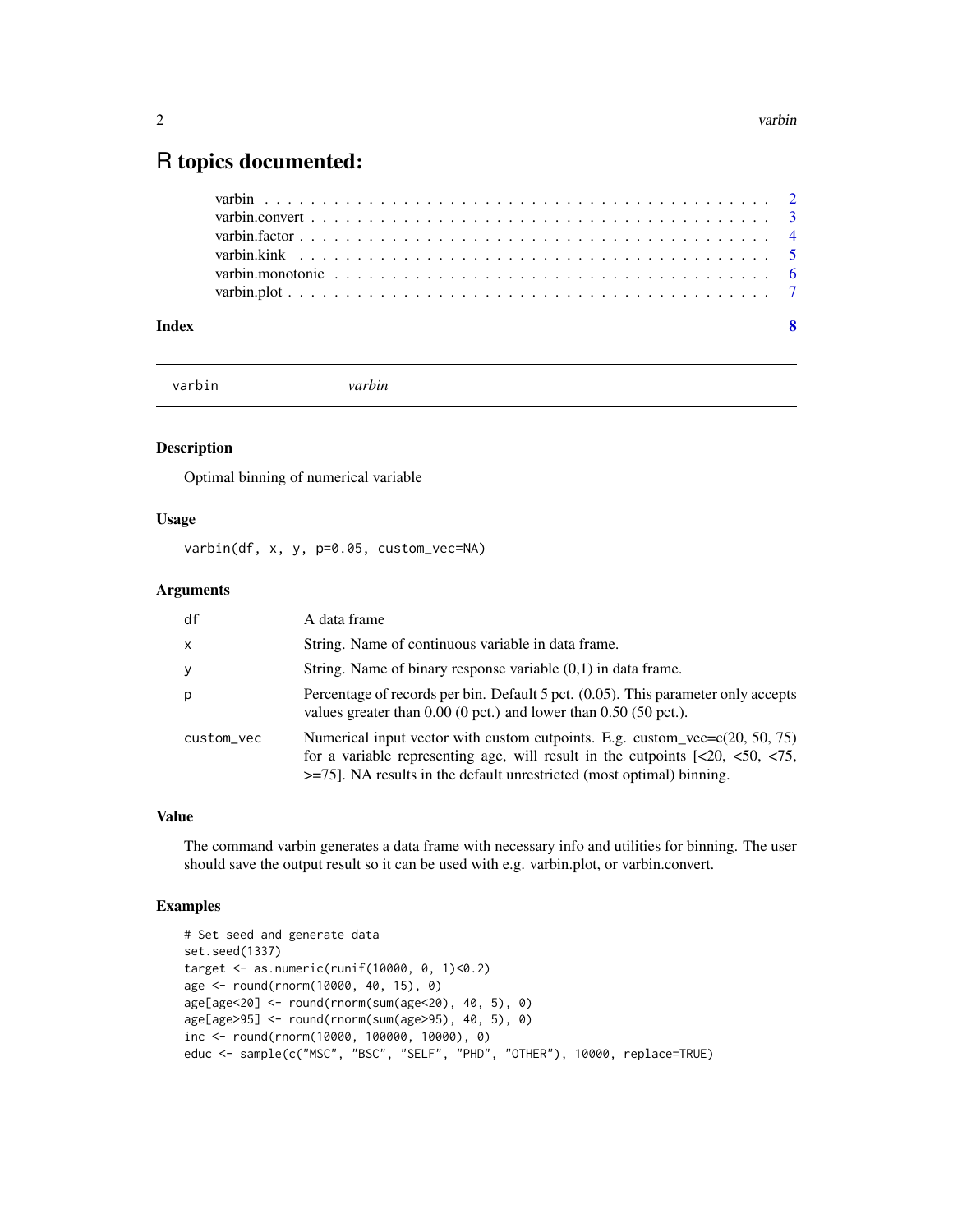# R topics documented:

varbin . . . . . . . . . . . . . . . . . . . . . . . . . . . . . . . . . . . . . . . . 2
varbin.convert . . . . . . . . . . . . . . . . . . . . . . . . . . . . . . . . . . . . 3
varbin.factor . . . . . . . . . . . . . . . . . . . . . . . . . . . . . . . . . . . . . 4
varbin.kink . . . . . . . . . . . . . . . . . . . . . . . . . . . . . . . . . . . . . . 5
varbin.monotonic . . . . . . . . . . . . . . . . . . . . . . . . . . . . . . . . . . . 6
varbin.plot . . . . . . . . . . . . . . . . . . . . . . . . . . . . . . . . . . . . . . 7

**Index** **8**

---

## varbin *varbin*

### Description

Optimal binning of numerical variable

### Usage

```
varbin(df, x, y, p=0.05, custom_vec=NA)
```

### Arguments

| | |
|---|---|
| df | A data frame |
| x | String. Name of continuous variable in data frame. |
| y | String. Name of binary response variable (0,1) in data frame. |
| p | Percentage of records per bin. Default 5 pct. (0.05). This parameter only accepts values greater than 0.00 (0 pct.) and lower than 0.50 (50 pct.). |
| custom_vec | Numerical input vector with custom cutpoints. E.g. custom_vec=c(20, 50, 75) for a variable representing age, will result in the cutpoints [<20, <50, <75, >=75]. NA results in the default unrestricted (most optimal) binning. |

### Value

The command varbin generates a data frame with necessary info and utilities for binning. The user should save the output result so it can be used with e.g. varbin.plot, or varbin.convert.

### Examples

```
# Set seed and generate data
set.seed(1337)
target <- as.numeric(runif(10000, 0, 1)<0.2)
age <- round(rnorm(10000, 40, 15), 0)
age[age<20] <- round(rnorm(sum(age<20), 40, 5), 0)
age[age>95] <- round(rnorm(sum(age>95), 40, 5), 0)
inc <- round(rnorm(10000, 100000, 10000), 0)
educ <- sample(c("MSC", "BSC", "SELF", "PHD", "OTHER"), 10000, replace=TRUE)
```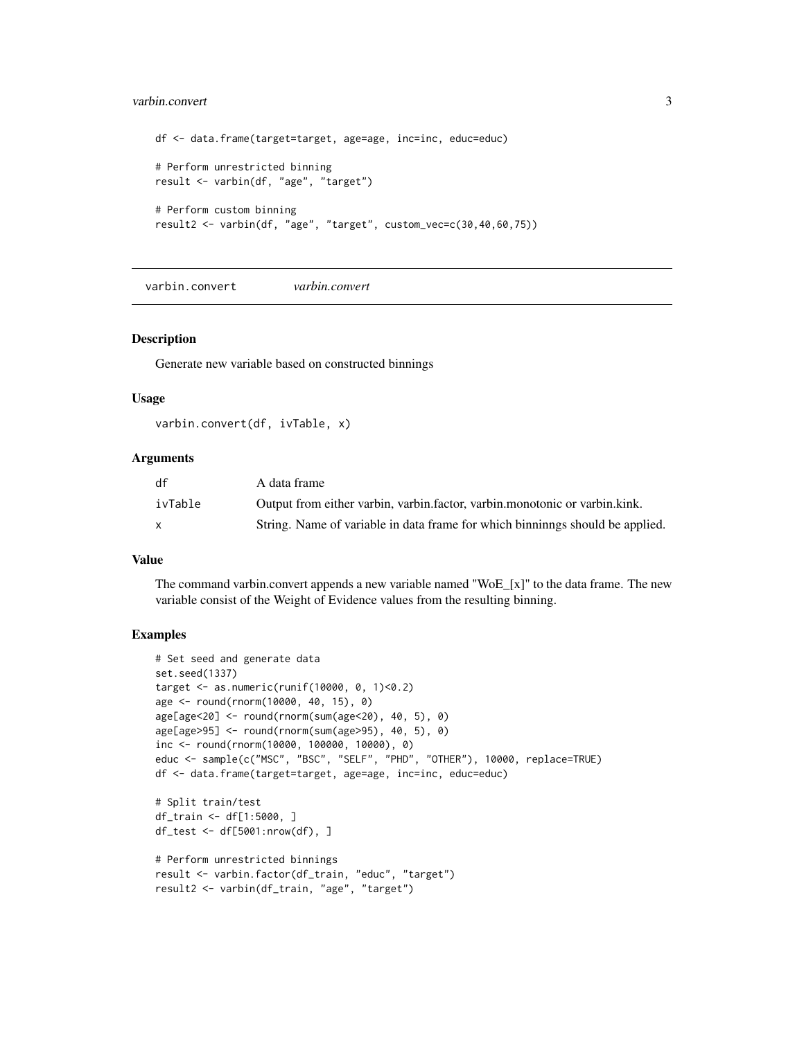```
df <- data.frame(target=target, age=age, inc=inc, educ=educ)

# Perform unrestricted binning
result <- varbin(df, "age", "target")

# Perform custom binning
result2 <- varbin(df, "age", "target", custom_vec=c(30,40,60,75))
```

## varbin.convert *varbin.convert*

### Description

Generate new variable based on constructed binnings

### Usage

```
varbin.convert(df, ivTable, x)
```

### Arguments

| | |
|---|---|
| df | A data frame |
| ivTable | Output from either varbin, varbin.factor, varbin.monotonic or varbin.kink. |
| x | String. Name of variable in data frame for which binninngs should be applied. |

### Value

The command varbin.convert appends a new variable named "WoE_[x]" to the data frame. The new variable consist of the Weight of Evidence values from the resulting binning.

### Examples

```
# Set seed and generate data
set.seed(1337)
target <- as.numeric(runif(10000, 0, 1)<0.2)
age <- round(rnorm(10000, 40, 15), 0)
age[age<20] <- round(rnorm(sum(age<20), 40, 5), 0)
age[age>95] <- round(rnorm(sum(age>95), 40, 5), 0)
inc <- round(rnorm(10000, 100000, 10000), 0)
educ <- sample(c("MSC", "BSC", "SELF", "PHD", "OTHER"), 10000, replace=TRUE)
df <- data.frame(target=target, age=age, inc=inc, educ=educ)

# Split train/test
df_train <- df[1:5000, ]
df_test <- df[5001:nrow(df), ]

# Perform unrestricted binnings
result <- varbin.factor(df_train, "educ", "target")
result2 <- varbin(df_train, "age", "target")
```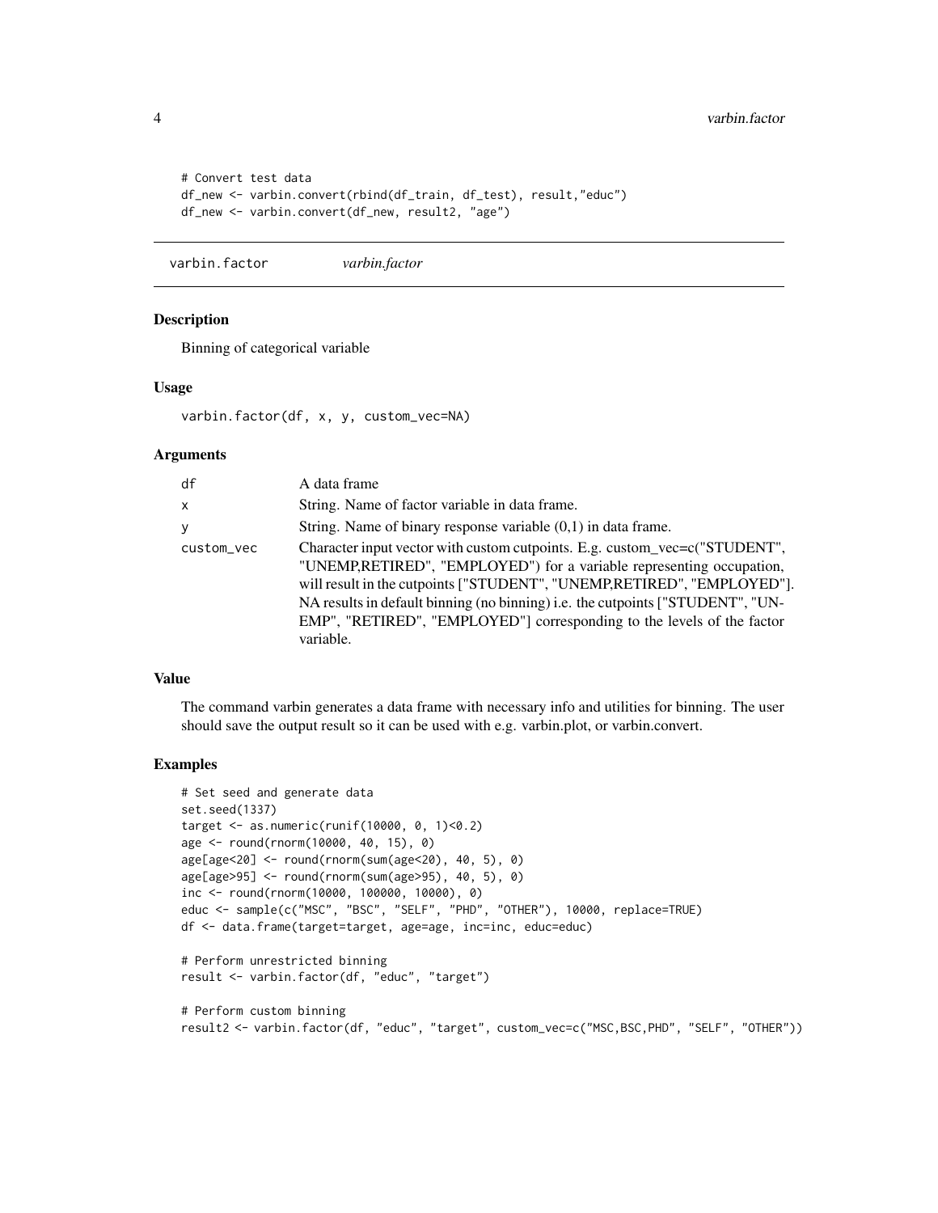```
# Convert test data
df_new <- varbin.convert(rbind(df_train, df_test), result,"educ")
df_new <- varbin.convert(df_new, result2, "age")
```

---

## varbin.factor — *varbin.factor*

### Description

Binning of categorical variable

### Usage

```
varbin.factor(df, x, y, custom_vec=NA)
```

### Arguments

| | |
|---|---|
| df | A data frame |
| x | String. Name of factor variable in data frame. |
| y | String. Name of binary response variable (0,1) in data frame. |
| custom_vec | Character input vector with custom cutpoints. E.g. custom_vec=c("STUDENT", "UNEMP,RETIRED", "EMPLOYED") for a variable representing occupation, will result in the cutpoints ["STUDENT", "UNEMP,RETIRED", "EMPLOYED"]. NA results in default binning (no binning) i.e. the cutpoints ["STUDENT", "UNEMP", "RETIRED", "EMPLOYED"] corresponding to the levels of the factor variable. |

### Value

The command varbin generates a data frame with necessary info and utilities for binning. The user should save the output result so it can be used with e.g. varbin.plot, or varbin.convert.

### Examples

```
# Set seed and generate data
set.seed(1337)
target <- as.numeric(runif(10000, 0, 1)<0.2)
age <- round(rnorm(10000, 40, 15), 0)
age[age<20] <- round(rnorm(sum(age<20), 40, 5), 0)
age[age>95] <- round(rnorm(sum(age>95), 40, 5), 0)
inc <- round(rnorm(10000, 100000, 10000), 0)
educ <- sample(c("MSC", "BSC", "SELF", "PHD", "OTHER"), 10000, replace=TRUE)
df <- data.frame(target=target, age=age, inc=inc, educ=educ)

# Perform unrestricted binning
result <- varbin.factor(df, "educ", "target")

# Perform custom binning
result2 <- varbin.factor(df, "educ", "target", custom_vec=c("MSC,BSC,PHD", "SELF", "OTHER"))
```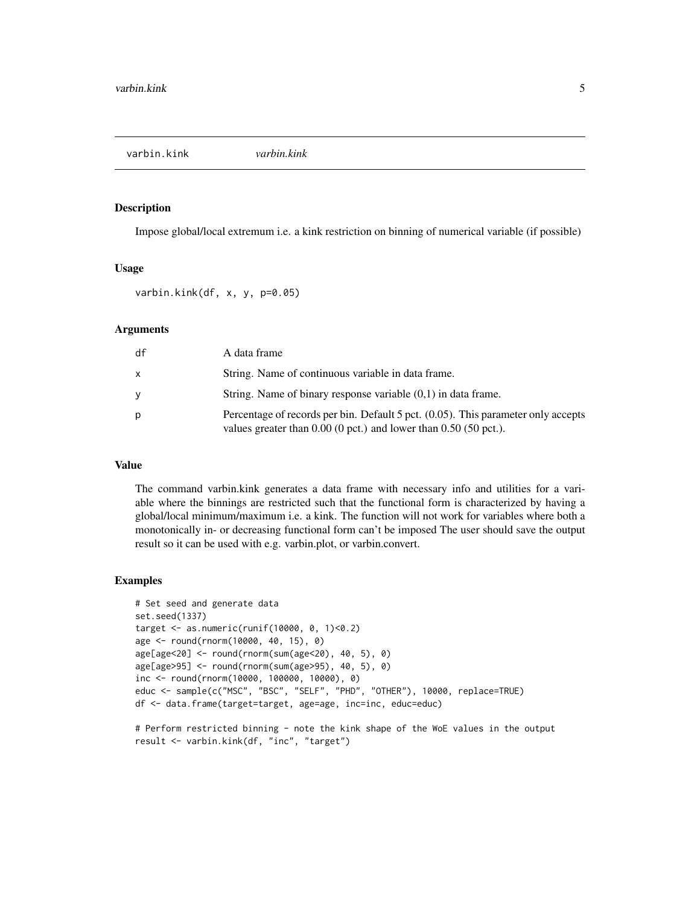## varbin.kink *varbin.kink*

### Description

Impose global/local extremum i.e. a kink restriction on binning of numerical variable (if possible)

### Usage

```
varbin.kink(df, x, y, p=0.05)
```

### Arguments

| | |
|---|---|
| df | A data frame |
| x | String. Name of continuous variable in data frame. |
| y | String. Name of binary response variable (0,1) in data frame. |
| p | Percentage of records per bin. Default 5 pct. (0.05). This parameter only accepts values greater than 0.00 (0 pct.) and lower than 0.50 (50 pct.). |

### Value

The command varbin.kink generates a data frame with necessary info and utilities for a variable where the binnings are restricted such that the functional form is characterized by having a global/local minimum/maximum i.e. a kink. The function will not work for variables where both a monotonically in- or decreasing functional form can't be imposed The user should save the output result so it can be used with e.g. varbin.plot, or varbin.convert.

### Examples

```
# Set seed and generate data
set.seed(1337)
target <- as.numeric(runif(10000, 0, 1)<0.2)
age <- round(rnorm(10000, 40, 15), 0)
age[age<20] <- round(rnorm(sum(age<20), 40, 5), 0)
age[age>95] <- round(rnorm(sum(age>95), 40, 5), 0)
inc <- round(rnorm(10000, 100000, 10000), 0)
educ <- sample(c("MSC", "BSC", "SELF", "PHD", "OTHER"), 10000, replace=TRUE)
df <- data.frame(target=target, age=age, inc=inc, educ=educ)

# Perform restricted binning - note the kink shape of the WoE values in the output
result <- varbin.kink(df, "inc", "target")
```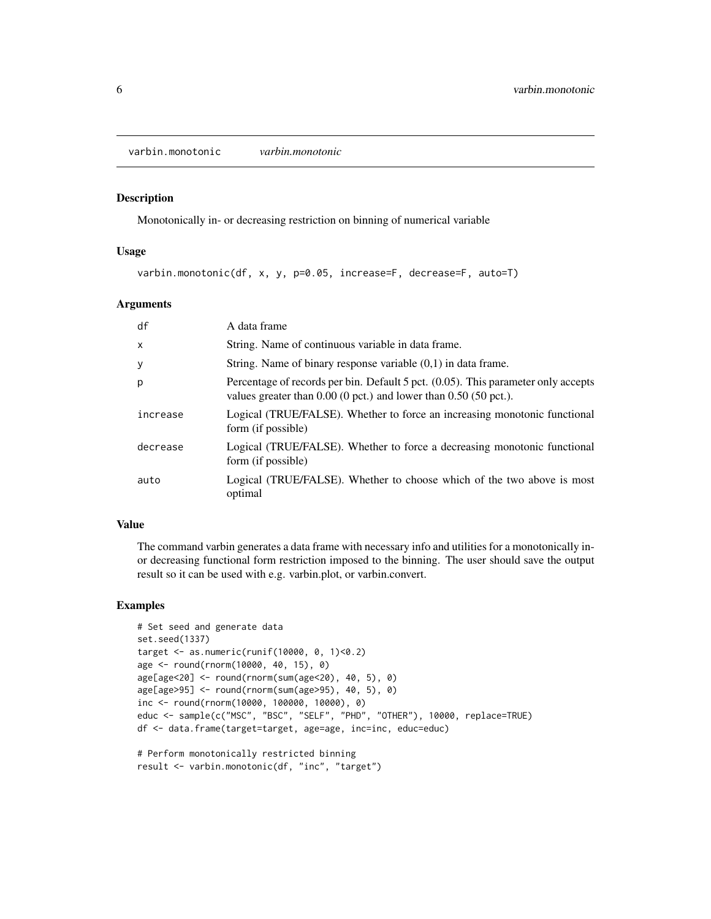varbin.monotonic *varbin.monotonic*

## Description

Monotonically in- or decreasing restriction on binning of numerical variable

## Usage

```
varbin.monotonic(df, x, y, p=0.05, increase=F, decrease=F, auto=T)
```

## Arguments

| | |
|---|---|
| df | A data frame |
| x | String. Name of continuous variable in data frame. |
| y | String. Name of binary response variable (0,1) in data frame. |
| p | Percentage of records per bin. Default 5 pct. (0.05). This parameter only accepts values greater than 0.00 (0 pct.) and lower than 0.50 (50 pct.). |
| increase | Logical (TRUE/FALSE). Whether to force an increasing monotonic functional form (if possible) |
| decrease | Logical (TRUE/FALSE). Whether to force a decreasing monotonic functional form (if possible) |
| auto | Logical (TRUE/FALSE). Whether to choose which of the two above is most optimal |

## Value

The command varbin generates a data frame with necessary info and utilities for a monotonically in- or decreasing functional form restriction imposed to the binning. The user should save the output result so it can be used with e.g. varbin.plot, or varbin.convert.

## Examples

```
# Set seed and generate data
set.seed(1337)
target <- as.numeric(runif(10000, 0, 1)<0.2)
age <- round(rnorm(10000, 40, 15), 0)
age[age<20] <- round(rnorm(sum(age<20), 40, 5), 0)
age[age>95] <- round(rnorm(sum(age>95), 40, 5), 0)
inc <- round(rnorm(10000, 100000, 10000), 0)
educ <- sample(c("MSC", "BSC", "SELF", "PHD", "OTHER"), 10000, replace=TRUE)
df <- data.frame(target=target, age=age, inc=inc, educ=educ)

# Perform monotonically restricted binning
result <- varbin.monotonic(df, "inc", "target")
```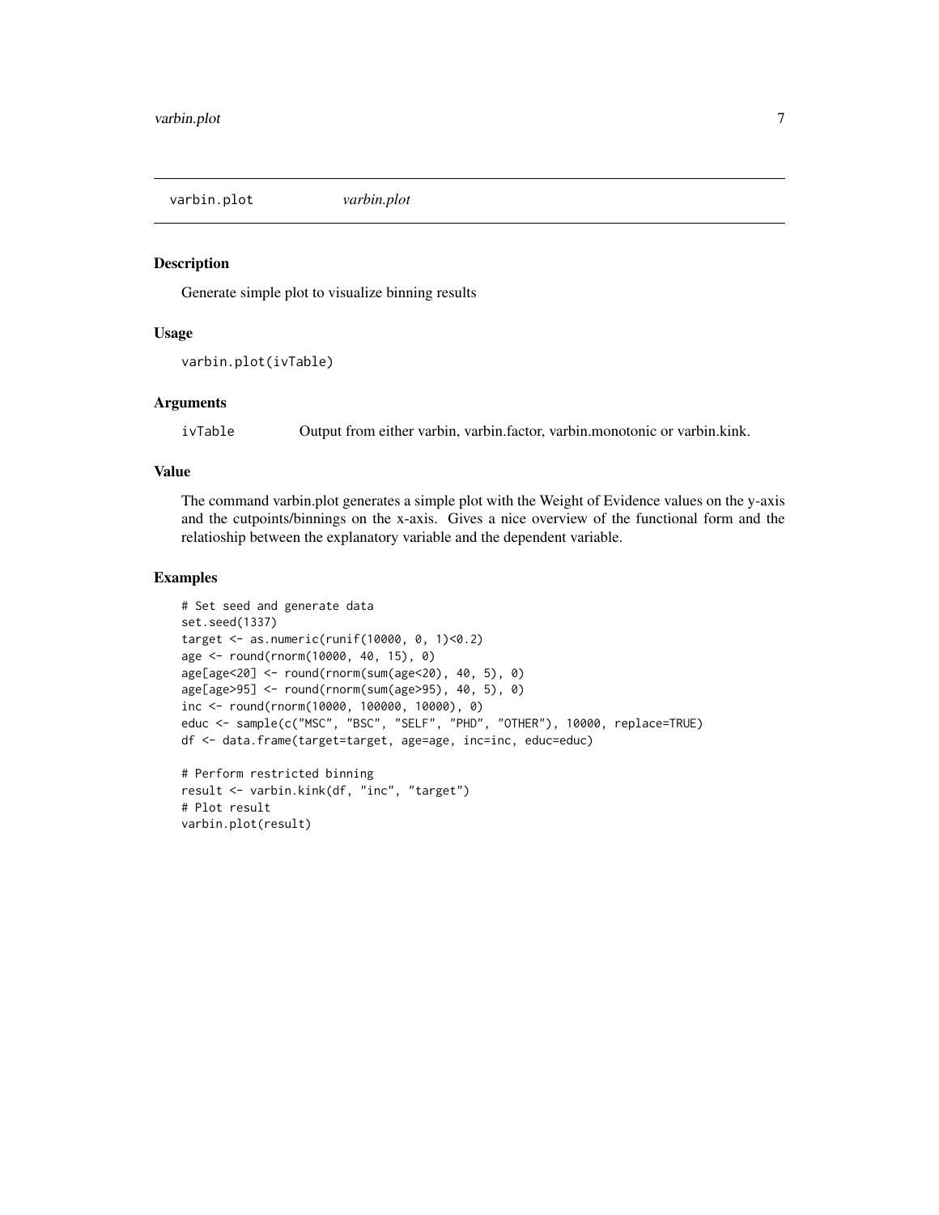## varbin.plot *varbin.plot*

### Description

Generate simple plot to visualize binning results

### Usage

```
varbin.plot(ivTable)
```

### Arguments

| | |
|---|---|
| ivTable | Output from either varbin, varbin.factor, varbin.monotonic or varbin.kink. |

### Value

The command varbin.plot generates a simple plot with the Weight of Evidence values on the y-axis and the cutpoints/binnings on the x-axis. Gives a nice overview of the functional form and the relatioship between the explanatory variable and the dependent variable.

### Examples

```
# Set seed and generate data
set.seed(1337)
target <- as.numeric(runif(10000, 0, 1)<0.2)
age <- round(rnorm(10000, 40, 15), 0)
age[age<20] <- round(rnorm(sum(age<20), 40, 5), 0)
age[age>95] <- round(rnorm(sum(age>95), 40, 5), 0)
inc <- round(rnorm(10000, 100000, 10000), 0)
educ <- sample(c("MSC", "BSC", "SELF", "PHD", "OTHER"), 10000, replace=TRUE)
df <- data.frame(target=target, age=age, inc=inc, educ=educ)

# Perform restricted binning
result <- varbin.kink(df, "inc", "target")
# Plot result
varbin.plot(result)
```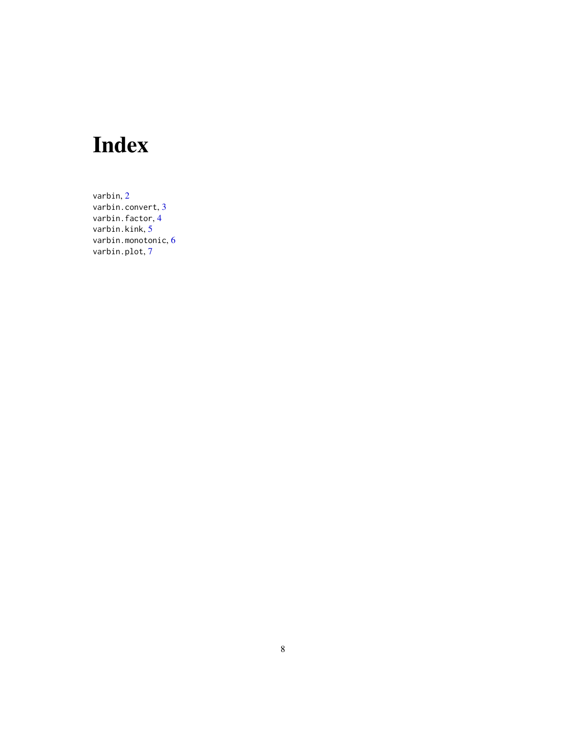# Index

varbin, 2  
varbin.convert, 3  
varbin.factor, 4  
varbin.kink, 5  
varbin.monotonic, 6  
varbin.plot, 7